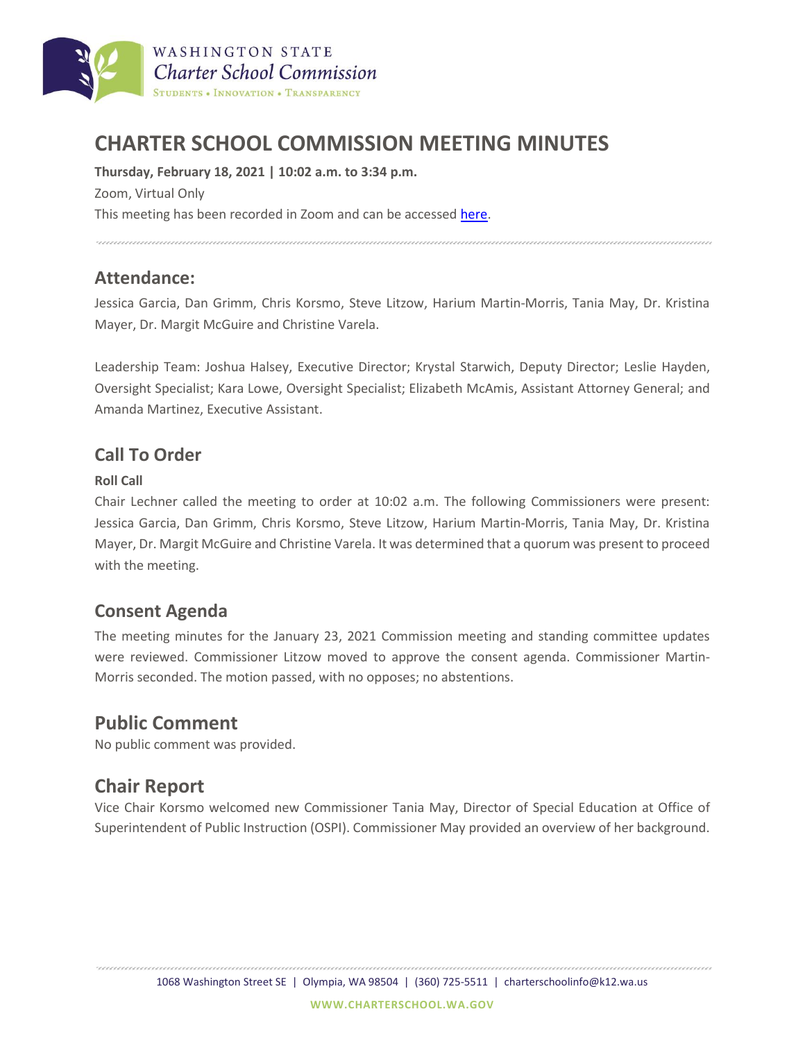# CHARTER SCHOOL COMMISSION MEETING MINUTES

**Thursday, February 18, 2021 | 10:02 a.m. to 3:34 p.m.**

Zoom, Virtual Only

This meeting has been recorded in Zoom and can be accessed here.

## Attendance:

Jessica Garcia, Dan Grimm, Chris Korsmo, Steve Litzow, Harium Martin-Morris, Tania May, Dr. Kristina Mayer, Dr. Margit McGuire and Christine Varela.

Leadership Team: Joshua Halsey, Executive Director; Krystal Starwich, Deputy Director; Leslie Hayden, Oversight Specialist; Kara Lowe, Oversight Specialist; Elizabeth McAmis, Assistant Attorney General; and Amanda Martinez, Executive Assistant.

## Call To Order

**Roll Call**

Chair Lechner called the meeting to order at 10:02 a.m. The following Commissioners were present: Jessica Garcia, Dan Grimm, Chris Korsmo, Steve Litzow, Harium Martin-Morris, Tania May, Dr. Kristina Mayer, Dr. Margit McGuire and Christine Varela. It was determined that a quorum was present to proceed with the meeting.

## Consent Agenda

The meeting minutes for the January 23, 2021 Commission meeting and standing committee updates were reviewed. Commissioner Litzow moved to approve the consent agenda. Commissioner Martin-Morris seconded. The motion passed, with no opposes; no abstentions.

## Public Comment

No public comment was provided.

## Chair Report

Vice Chair Korsmo welcomed new Commissioner Tania May, Director of Special Education at Office of Superintendent of Public Instruction (OSPI). Commissioner May provided an overview of her background.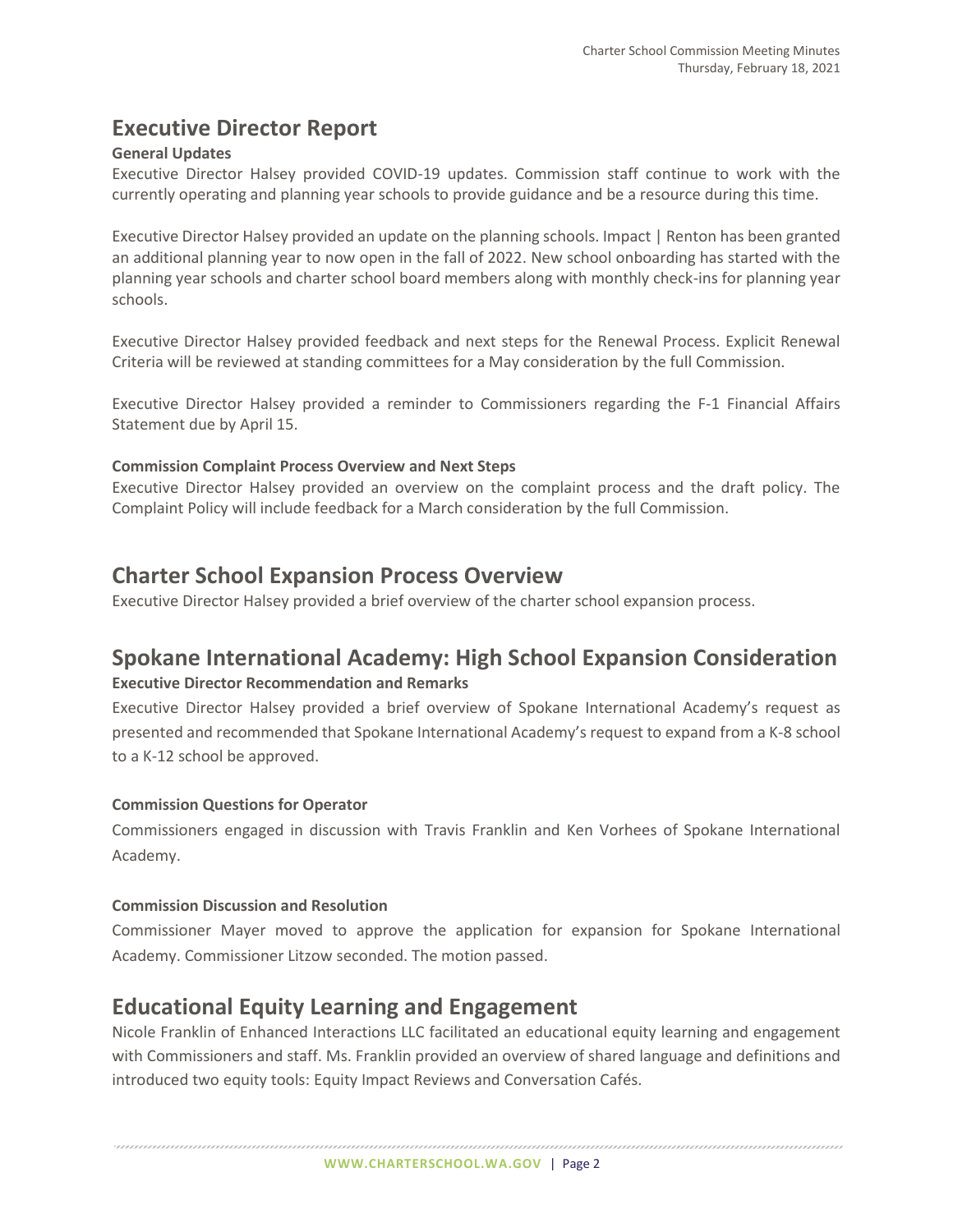## Executive Director Report

### General Updates

Executive Director Halsey provided COVID-19 updates. Commission staff continue to work with the currently operating and planning year schools to provide guidance and be a resource during this time.

Executive Director Halsey provided an update on the planning schools. Impact | Renton has been granted an additional planning year to now open in the fall of 2022. New school onboarding has started with the planning year schools and charter school board members along with monthly check-ins for planning year schools.

Executive Director Halsey provided feedback and next steps for the Renewal Process. Explicit Renewal Criteria will be reviewed at standing committees for a May consideration by the full Commission.

Executive Director Halsey provided a reminder to Commissioners regarding the F-1 Financial Affairs Statement due by April 15.

### Commission Complaint Process Overview and Next Steps

Executive Director Halsey provided an overview on the complaint process and the draft policy. The Complaint Policy will include feedback for a March consideration by the full Commission.

## Charter School Expansion Process Overview

Executive Director Halsey provided a brief overview of the charter school expansion process.

## Spokane International Academy: High School Expansion Consideration

### Executive Director Recommendation and Remarks

Executive Director Halsey provided a brief overview of Spokane International Academy's request as presented and recommended that Spokane International Academy's request to expand from a K-8 school to a K-12 school be approved.

### Commission Questions for Operator

Commissioners engaged in discussion with Travis Franklin and Ken Vorhees of Spokane International Academy.

### Commission Discussion and Resolution

Commissioner Mayer moved to approve the application for expansion for Spokane International Academy. Commissioner Litzow seconded. The motion passed.

## Educational Equity Learning and Engagement

Nicole Franklin of Enhanced Interactions LLC facilitated an educational equity learning and engagement with Commissioners and staff. Ms. Franklin provided an overview of shared language and definitions and introduced two equity tools: Equity Impact Reviews and Conversation Cafés.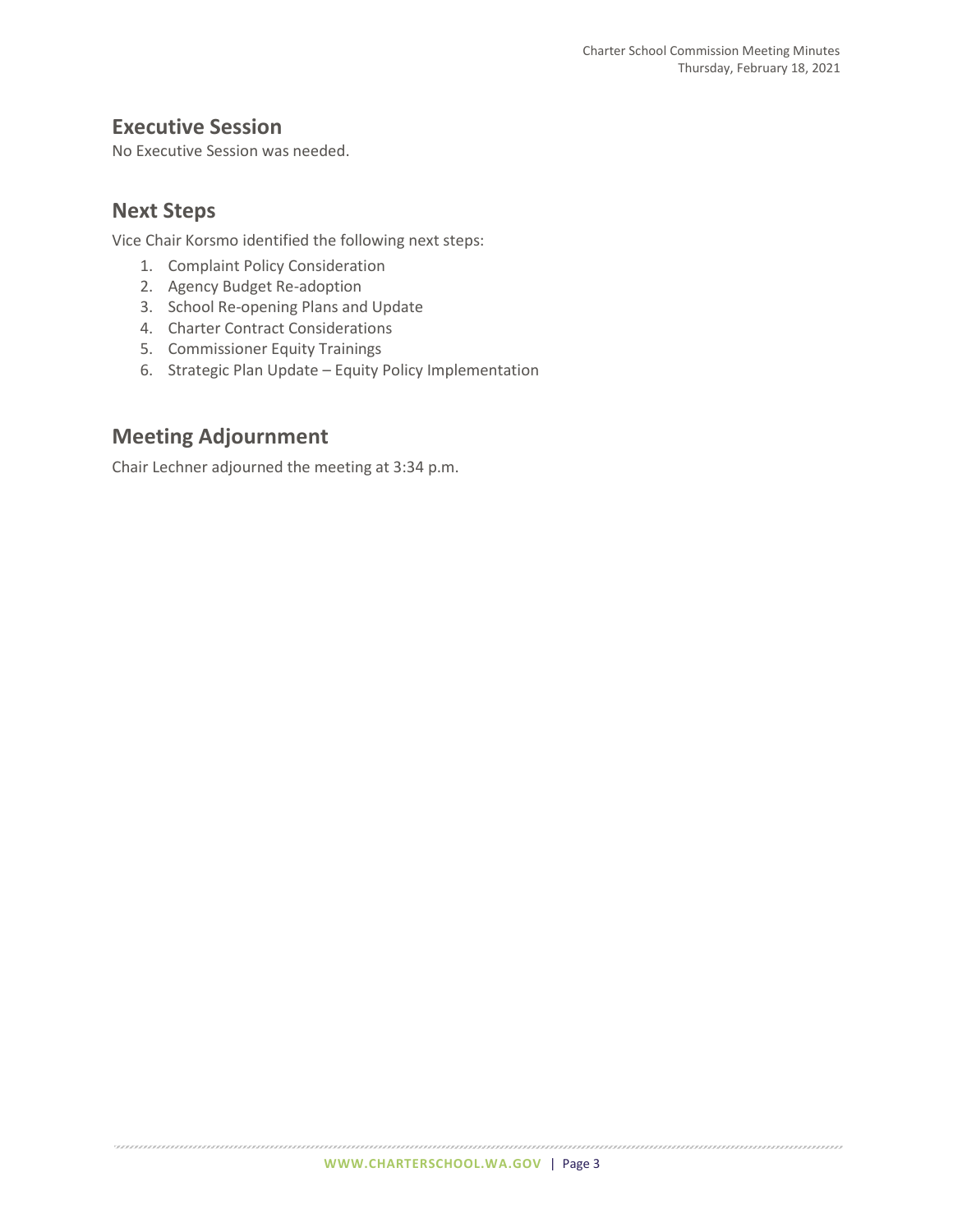## Executive Session

No Executive Session was needed.

## Next Steps

Vice Chair Korsmo identified the following next steps:

1. Complaint Policy Consideration
2. Agency Budget Re-adoption
3. School Re-opening Plans and Update
4. Charter Contract Considerations
5. Commissioner Equity Trainings
6. Strategic Plan Update – Equity Policy Implementation

## Meeting Adjournment

Chair Lechner adjourned the meeting at 3:34 p.m.